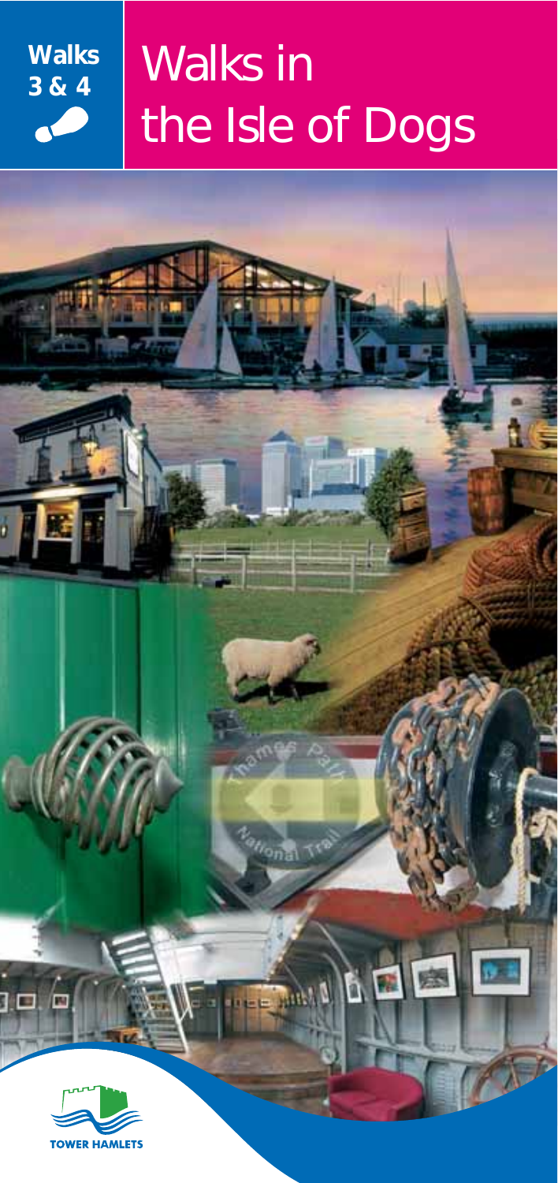Walks 3 & 4

# Walks in the Isle of Dogs

TOWER HAMLETS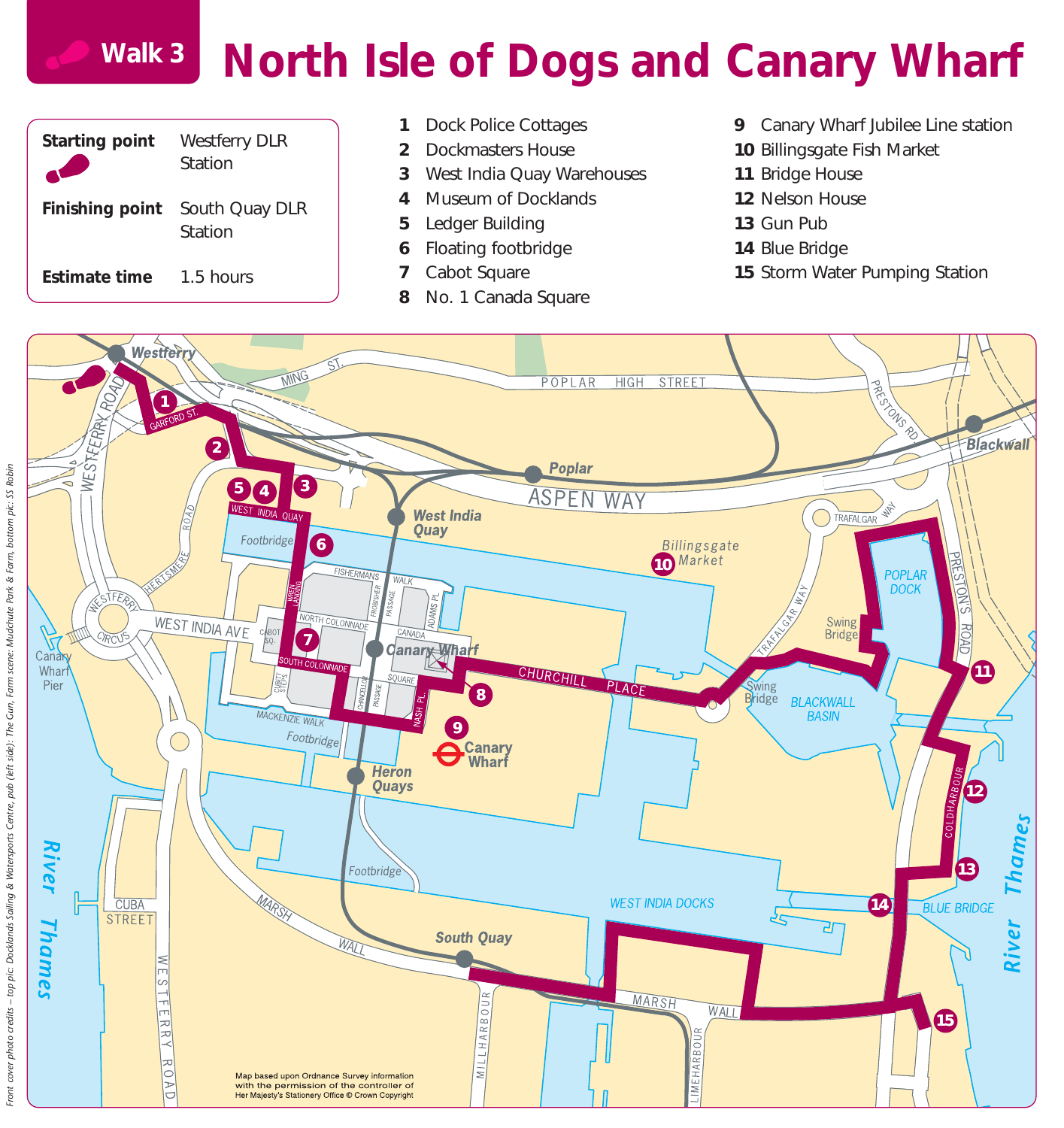# Walk 3 North Isle of Dogs and Canary Wharf

| | |
|---|---|
| **Starting point** | Westferry DLR Station |
| **Finishing point** | South Quay DLR Station |
| **Estimate time** | 1.5 hours |

1. Dock Police Cottages
2. Dockmasters House
3. West India Quay Warehouses
4. Museum of Docklands
5. Ledger Building
6. Floating footbridge
7. Cabot Square
8. No. 1 Canada Square
9. Canary Wharf Jubilee Line station
10. Billingsgate Fish Market
11. Bridge House
12. Nelson House
13. Gun Pub
14. Blue Bridge
15. Storm Water Pumping Station

Map based upon Ordnance Survey information with the permission of the controller of Her Majesty's Stationery Office © Crown Copyright

Front cover photo credits – top pic: Docklands Sailing & Watersports Centre, pub (left side): The Gun, Farm scene: Mudchute Park & Farm, bottom pic: SS Robin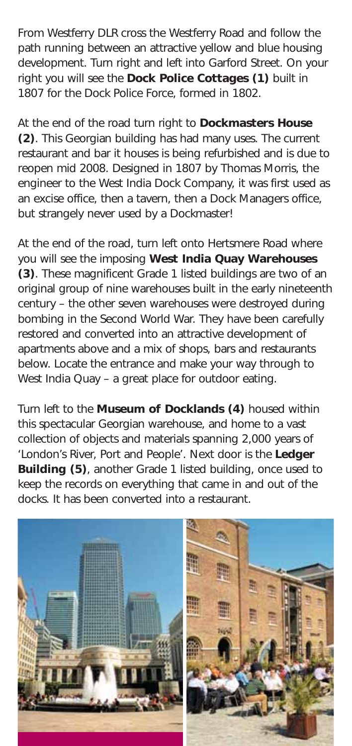From Westferry DLR cross the Westferry Road and follow the path running between an attractive yellow and blue housing development. Turn right and left into Garford Street. On your right you will see the **Dock Police Cottages (1)** built in 1807 for the Dock Police Force, formed in 1802.

At the end of the road turn right to **Dockmasters House (2)**. This Georgian building has had many uses. The current restaurant and bar it houses is being refurbished and is due to reopen mid 2008. Designed in 1807 by Thomas Morris, the engineer to the West India Dock Company, it was first used as an excise office, then a tavern, then a Dock Managers office, but strangely never used by a Dockmaster!

At the end of the road, turn left onto Hertsmere Road where you will see the imposing **West India Quay Warehouses (3)**. These magnificent Grade 1 listed buildings are two of an original group of nine warehouses built in the early nineteenth century – the other seven warehouses were destroyed during bombing in the Second World War. They have been carefully restored and converted into an attractive development of apartments above and a mix of shops, bars and restaurants below. Locate the entrance and make your way through to West India Quay – a great place for outdoor eating.

Turn left to the **Museum of Docklands (4)** housed within this spectacular Georgian warehouse, and home to a vast collection of objects and materials spanning 2,000 years of 'London's River, Port and People'. Next door is the **Ledger Building (5)**, another Grade 1 listed building, once used to keep the records on everything that came in and out of the docks. It has been converted into a restaurant.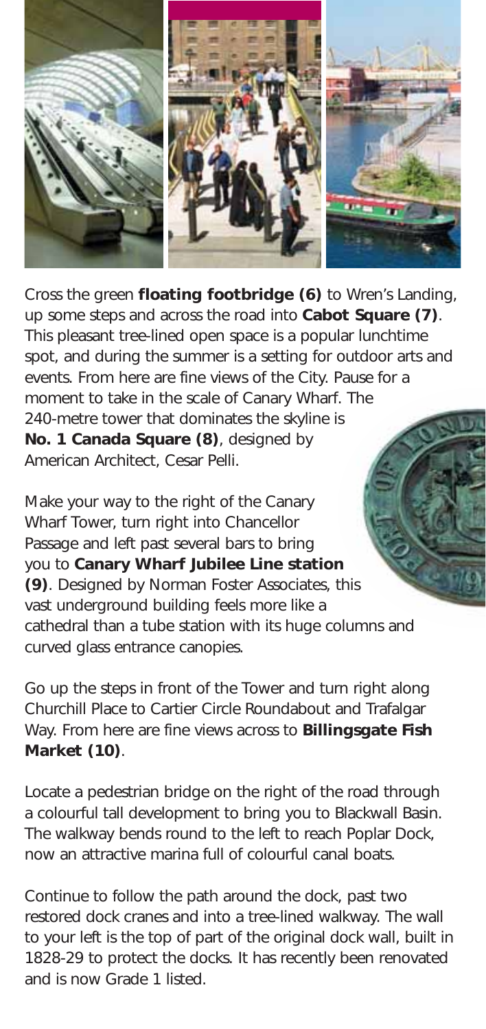Cross the green **floating footbridge (6)** to Wren's Landing, up some steps and across the road into **Cabot Square (7)**. This pleasant tree-lined open space is a popular lunchtime spot, and during the summer is a setting for outdoor arts and events. From here are fine views of the City. Pause for a moment to take in the scale of Canary Wharf. The 240-metre tower that dominates the skyline is **No. 1 Canada Square (8)**, designed by American Architect, Cesar Pelli.

Make your way to the right of the Canary Wharf Tower, turn right into Chancellor Passage and left past several bars to bring you to **Canary Wharf Jubilee Line station (9)**. Designed by Norman Foster Associates, this vast underground building feels more like a cathedral than a tube station with its huge columns and curved glass entrance canopies.

Go up the steps in front of the Tower and turn right along Churchill Place to Cartier Circle Roundabout and Trafalgar Way. From here are fine views across to **Billingsgate Fish Market (10)**.

Locate a pedestrian bridge on the right of the road through a colourful tall development to bring you to Blackwall Basin. The walkway bends round to the left to reach Poplar Dock, now an attractive marina full of colourful canal boats.

Continue to follow the path around the dock, past two restored dock cranes and into a tree-lined walkway. The wall to your left is the top of part of the original dock wall, built in 1828-29 to protect the docks. It has recently been renovated and is now Grade 1 listed.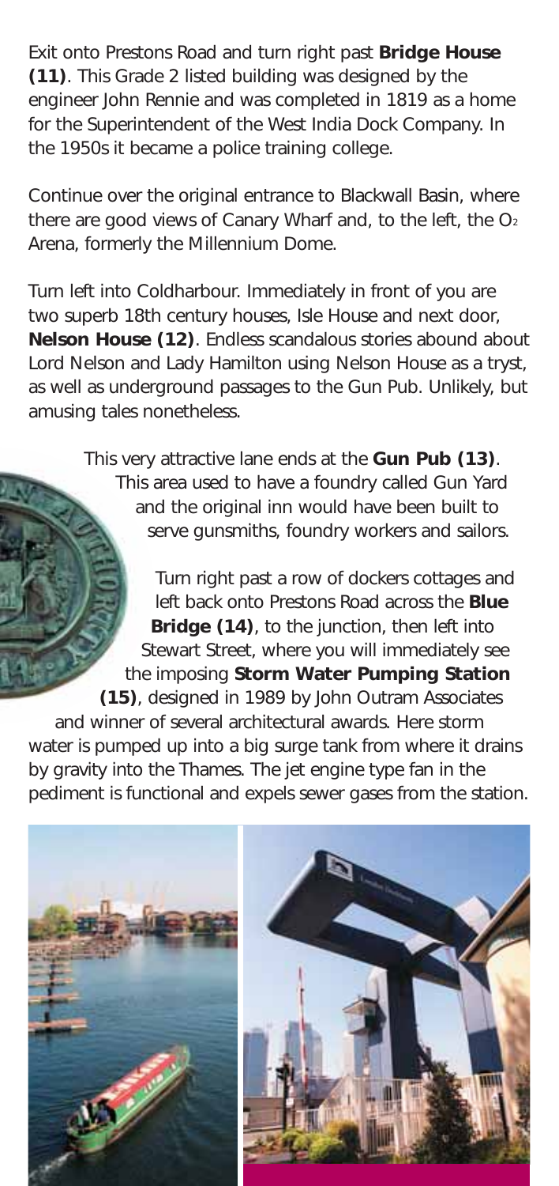Exit onto Prestons Road and turn right past **Bridge House (11)**. This Grade 2 listed building was designed by the engineer John Rennie and was completed in 1819 as a home for the Superintendent of the West India Dock Company. In the 1950s it became a police training college.

Continue over the original entrance to Blackwall Basin, where there are good views of Canary Wharf and, to the left, the $O_2$ Arena, formerly the Millennium Dome.

Turn left into Coldharbour. Immediately in front of you are two superb 18th century houses, Isle House and next door, **Nelson House (12)**. Endless scandalous stories abound about Lord Nelson and Lady Hamilton using Nelson House as a tryst, as well as underground passages to the Gun Pub. Unlikely, but amusing tales nonetheless.

This very attractive lane ends at the **Gun Pub (13)**. This area used to have a foundry called Gun Yard and the original inn would have been built to serve gunsmiths, foundry workers and sailors.

Turn right past a row of dockers cottages and left back onto Prestons Road across the **Blue Bridge (14)**, to the junction, then left into Stewart Street, where you will immediately see the imposing **Storm Water Pumping Station (15)**, designed in 1989 by John Outram Associates and winner of several architectural awards. Here storm water is pumped up into a big surge tank from where it drains by gravity into the Thames. The jet engine type fan in the pediment is functional and expels sewer gases from the station.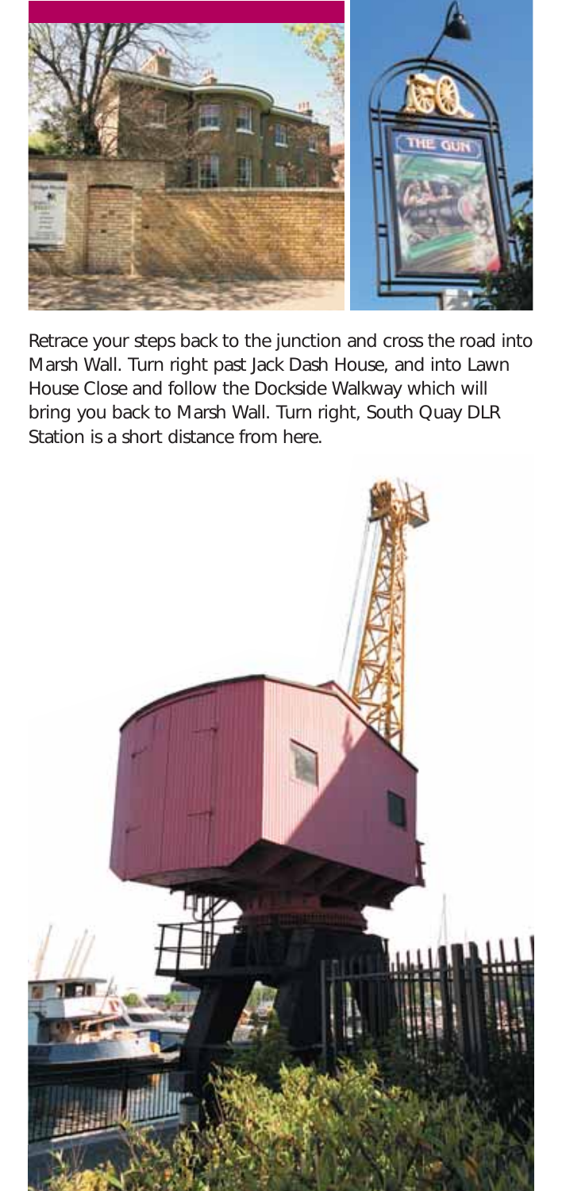Retrace your steps back to the junction and cross the road into Marsh Wall. Turn right past Jack Dash House, and into Lawn House Close and follow the Dockside Walkway which will bring you back to Marsh Wall. Turn right, South Quay DLR Station is a short distance from here.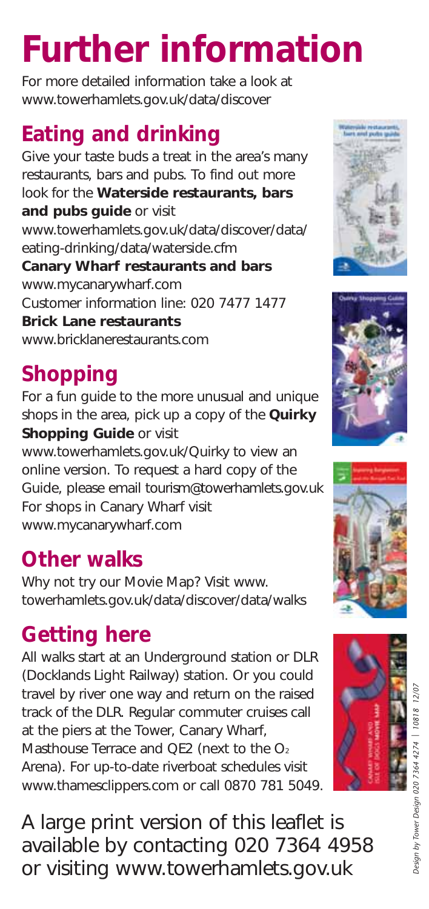# Further information

For more detailed information take a look at www.towerhamlets.gov.uk/data/discover

## Eating and drinking

Give your taste buds a treat in the area's many restaurants, bars and pubs. To find out more look for the **Waterside restaurants, bars and pubs guide** or visit www.towerhamlets.gov.uk/data/discover/data/eating-drinking/data/waterside.cfm

**Canary Wharf restaurants and bars**
www.mycanarywharf.com
Customer information line: 020 7477 1477

**Brick Lane restaurants**
www.bricklanerestaurants.com

## Shopping

For a fun guide to the more unusual and unique shops in the area, pick up a copy of the **Quirky Shopping Guide** or visit www.towerhamlets.gov.uk/Quirky to view an online version. To request a hard copy of the Guide, please email tourism@towerhamlets.gov.uk

For shops in Canary Wharf visit www.mycanarywharf.com

## Other walks

Why not try our Movie Map? Visit www.towerhamlets.gov.uk/data/discover/data/walks

## Getting here

All walks start at an Underground station or DLR (Docklands Light Railway) station. Or you could travel by river one way and return on the raised track of the DLR. Regular commuter cruises call at the piers at the Tower, Canary Wharf, Masthouse Terrace and QE2 (next to the $O_2$ Arena). For up-to-date riverboat schedules visit www.thamesclippers.com or call 0870 781 5049.

A large print version of this leaflet is available by contacting 020 7364 4958 or visiting www.towerhamlets.gov.uk

*Design by Tower Design 020 7364 4274 | 10818 12/07*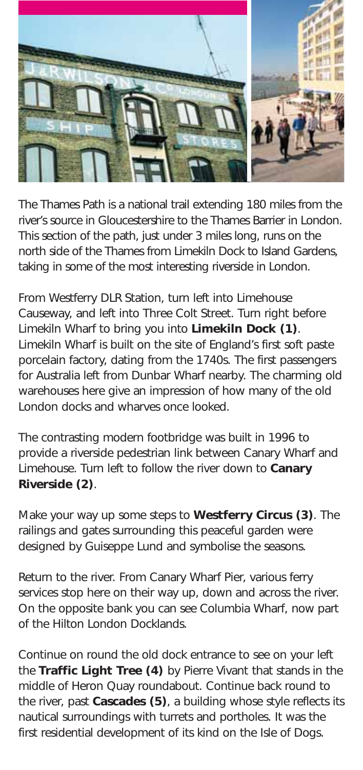The Thames Path is a national trail extending 180 miles from the river's source in Gloucestershire to the Thames Barrier in London. This section of the path, just under 3 miles long, runs on the north side of the Thames from Limekiln Dock to Island Gardens, taking in some of the most interesting riverside in London.

From Westferry DLR Station, turn left into Limehouse Causeway, and left into Three Colt Street. Turn right before Limekiln Wharf to bring you into **Limekiln Dock (1)**. Limekiln Wharf is built on the site of England's first soft paste porcelain factory, dating from the 1740s. The first passengers for Australia left from Dunbar Wharf nearby. The charming old warehouses here give an impression of how many of the old London docks and wharves once looked.

The contrasting modern footbridge was built in 1996 to provide a riverside pedestrian link between Canary Wharf and Limehouse. Turn left to follow the river down to **Canary Riverside (2)**.

Make your way up some steps to **Westferry Circus (3)**. The railings and gates surrounding this peaceful garden were designed by Guiseppe Lund and symbolise the seasons.

Return to the river. From Canary Wharf Pier, various ferry services stop here on their way up, down and across the river. On the opposite bank you can see Columbia Wharf, now part of the Hilton London Docklands.

Continue on round the old dock entrance to see on your left the **Traffic Light Tree (4)** by Pierre Vivant that stands in the middle of Heron Quay roundabout. Continue back round to the river, past **Cascades (5)**, a building whose style reflects its nautical surroundings with turrets and portholes. It was the first residential development of its kind on the Isle of Dogs.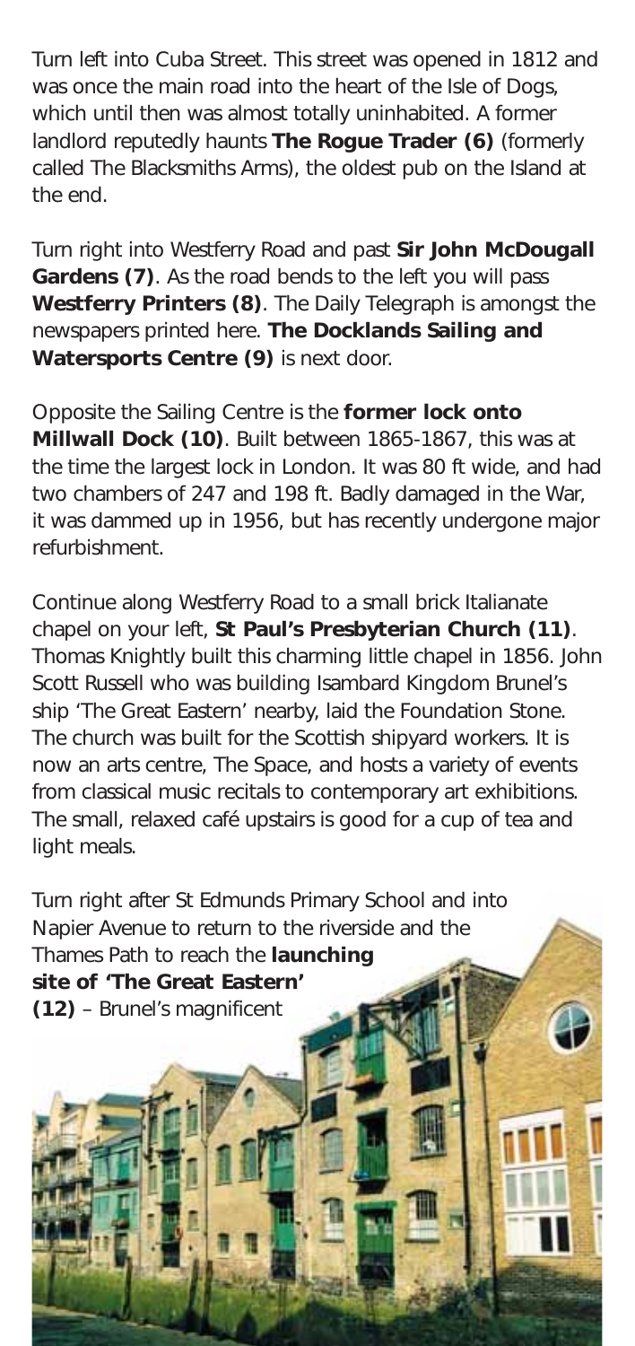Turn left into Cuba Street. This street was opened in 1812 and was once the main road into the heart of the Isle of Dogs, which until then was almost totally uninhabited. A former landlord reputedly haunts **The Rogue Trader (6)** (formerly called The Blacksmiths Arms), the oldest pub on the Island at the end.

Turn right into Westferry Road and past **Sir John McDougall Gardens (7)**. As the road bends to the left you will pass **Westferry Printers (8)**. The Daily Telegraph is amongst the newspapers printed here. **The Docklands Sailing and Watersports Centre (9)** is next door.

Opposite the Sailing Centre is the **former lock onto Millwall Dock (10)**. Built between 1865-1867, this was at the time the largest lock in London. It was 80 ft wide, and had two chambers of 247 and 198 ft. Badly damaged in the War, it was dammed up in 1956, but has recently undergone major refurbishment.

Continue along Westferry Road to a small brick Italianate chapel on your left, **St Paul's Presbyterian Church (11)**. Thomas Knightly built this charming little chapel in 1856. John Scott Russell who was building Isambard Kingdom Brunel's ship 'The Great Eastern' nearby, laid the Foundation Stone. The church was built for the Scottish shipyard workers. It is now an arts centre, The Space, and hosts a variety of events from classical music recitals to contemporary art exhibitions. The small, relaxed café upstairs is good for a cup of tea and light meals.

Turn right after St Edmunds Primary School and into Napier Avenue to return to the riverside and the Thames Path to reach the **launching site of 'The Great Eastern' (12)** – Brunel's magnificent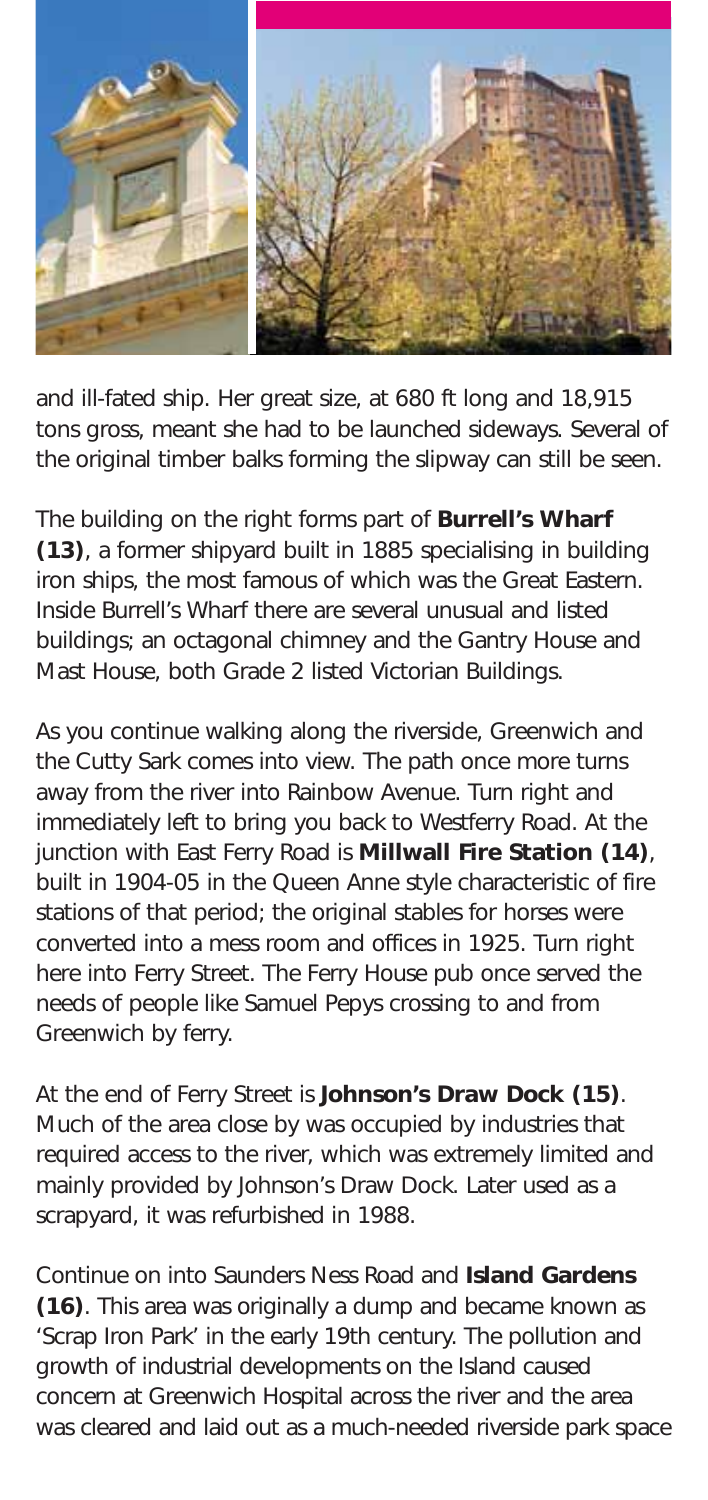and ill-fated ship. Her great size, at 680 ft long and 18,915 tons gross, meant she had to be launched sideways. Several of the original timber balks forming the slipway can still be seen.

The building on the right forms part of **Burrell's Wharf (13)**, a former shipyard built in 1885 specialising in building iron ships, the most famous of which was the Great Eastern. Inside Burrell's Wharf there are several unusual and listed buildings; an octagonal chimney and the Gantry House and Mast House, both Grade 2 listed Victorian Buildings.

As you continue walking along the riverside, Greenwich and the Cutty Sark comes into view. The path once more turns away from the river into Rainbow Avenue. Turn right and immediately left to bring you back to Westferry Road. At the junction with East Ferry Road is **Millwall Fire Station (14)**, built in 1904-05 in the Queen Anne style characteristic of fire stations of that period; the original stables for horses were converted into a mess room and offices in 1925. Turn right here into Ferry Street. The Ferry House pub once served the needs of people like Samuel Pepys crossing to and from Greenwich by ferry.

At the end of Ferry Street is **Johnson's Draw Dock (15)**. Much of the area close by was occupied by industries that required access to the river, which was extremely limited and mainly provided by Johnson's Draw Dock. Later used as a scrapyard, it was refurbished in 1988.

Continue on into Saunders Ness Road and **Island Gardens (16)**. This area was originally a dump and became known as 'Scrap Iron Park' in the early 19th century. The pollution and growth of industrial developments on the Island caused concern at Greenwich Hospital across the river and the area was cleared and laid out as a much-needed riverside park space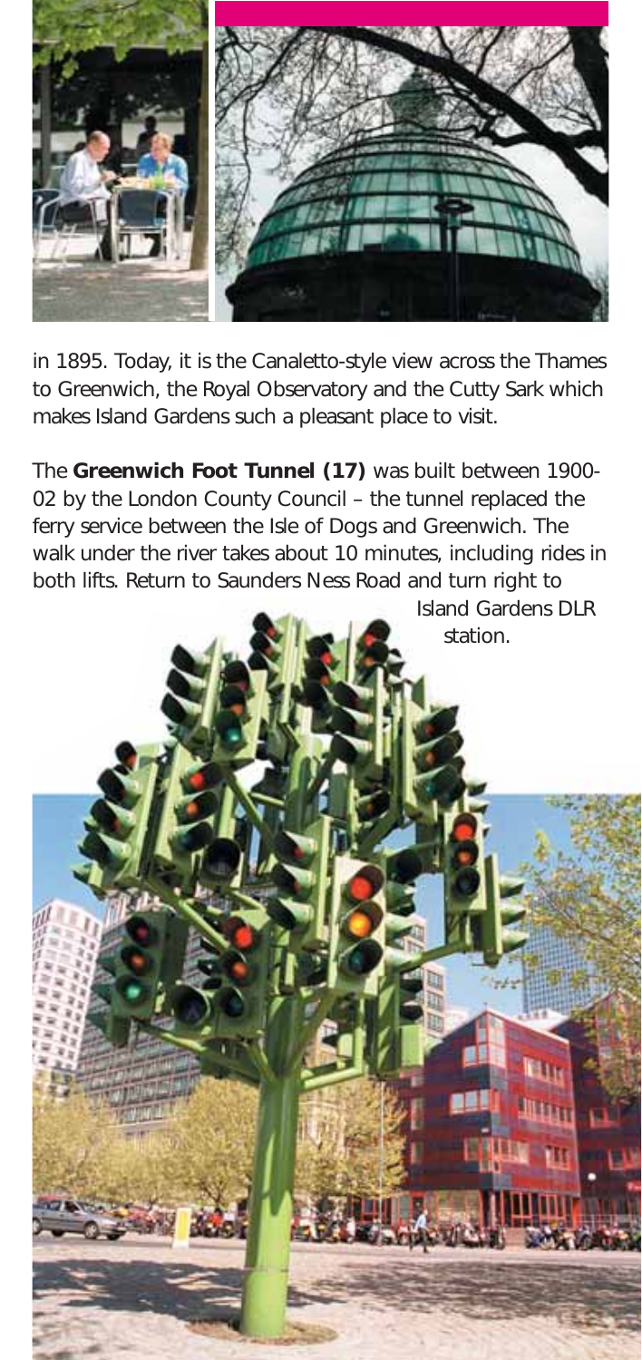in 1895. Today, it is the Canaletto-style view across the Thames to Greenwich, the Royal Observatory and the Cutty Sark which makes Island Gardens such a pleasant place to visit.

The **Greenwich Foot Tunnel (17)** was built between 1900-02 by the London County Council – the tunnel replaced the ferry service between the Isle of Dogs and Greenwich. The walk under the river takes about 10 minutes, including rides in both lifts. Return to Saunders Ness Road and turn right to Island Gardens DLR station.